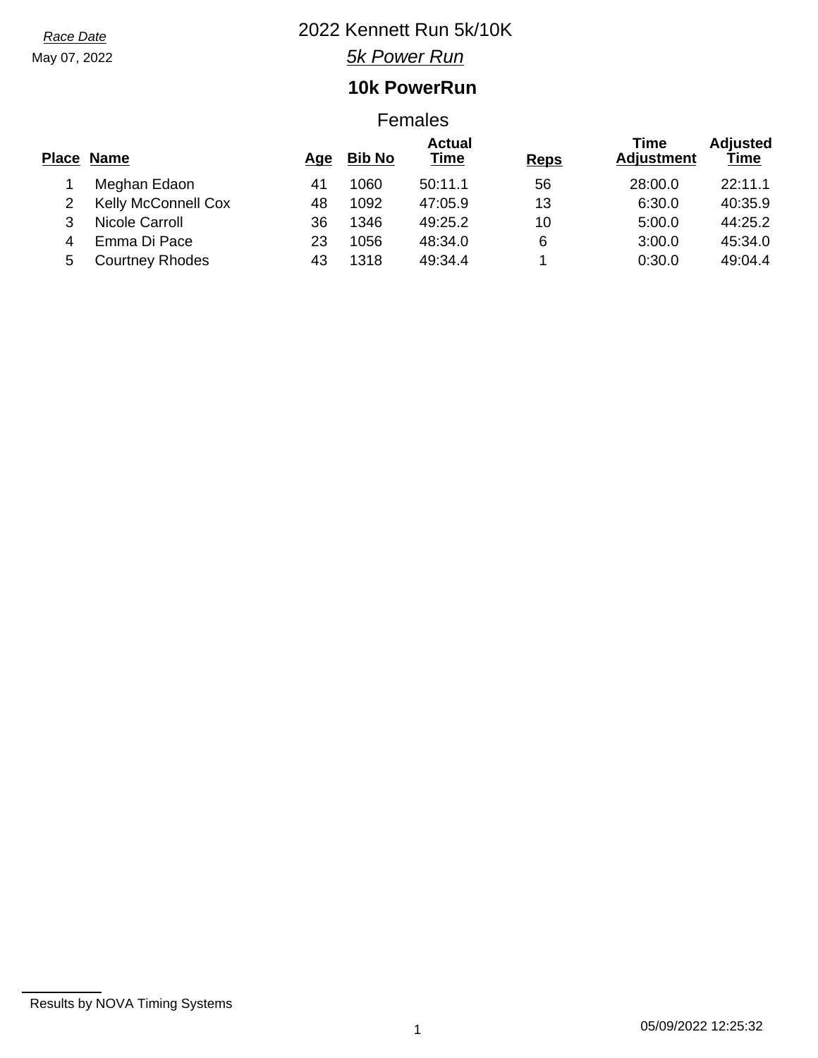*Race Date*

May 07, 2022

# 2022 Kennett Run 5k/10K

## *5k Power Run*

## 10k PowerRun

### Females

| Place | Name | Age | Bib No | Actual Time | Reps | Time Adjustment | Adjusted Time |
|---|---|---|---|---|---|---|---|
| 1 | Meghan Edaon | 41 | 1060 | 50:11.1 | 56 | 28:00.0 | 22:11.1 |
| 2 | Kelly McConnell Cox | 48 | 1092 | 47:05.9 | 13 | 6:30.0 | 40:35.9 |
| 3 | Nicole Carroll | 36 | 1346 | 49:25.2 | 10 | 5:00.0 | 44:25.2 |
| 4 | Emma Di Pace | 23 | 1056 | 48:34.0 | 6 | 3:00.0 | 45:34.0 |
| 5 | Courtney Rhodes | 43 | 1318 | 49:34.4 | 1 | 0:30.0 | 49:04.4 |

Results by NOVA Timing Systems

05/09/2022 12:25:32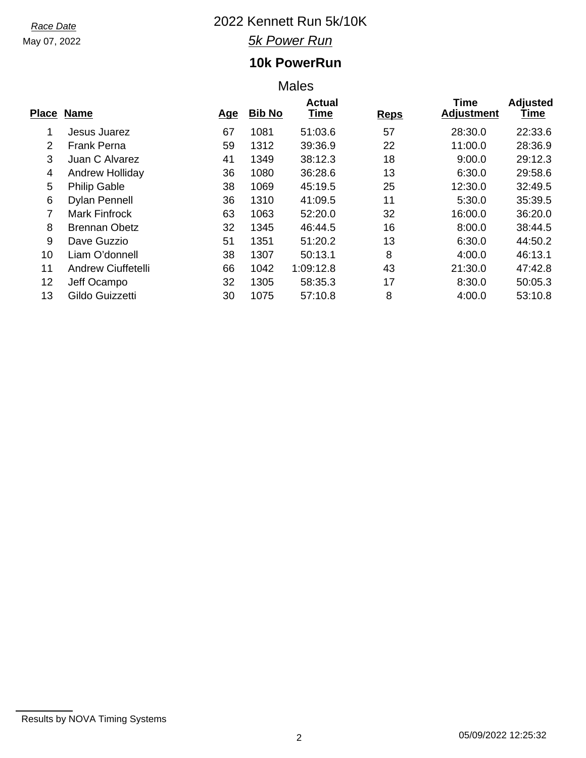*Race Date*

May 07, 2022

# 2022 Kennett Run 5k/10K

*5k Power Run*

## 10k PowerRun

### Males

| Place | Name | Age | Bib No | Actual Time | Reps | Time Adjustment | Adjusted Time |
|---|---|---|---|---|---|---|---|
| 1 | Jesus Juarez | 67 | 1081 | 51:03.6 | 57 | 28:30.0 | 22:33.6 |
| 2 | Frank Perna | 59 | 1312 | 39:36.9 | 22 | 11:00.0 | 28:36.9 |
| 3 | Juan C Alvarez | 41 | 1349 | 38:12.3 | 18 | 9:00.0 | 29:12.3 |
| 4 | Andrew Holliday | 36 | 1080 | 36:28.6 | 13 | 6:30.0 | 29:58.6 |
| 5 | Philip Gable | 38 | 1069 | 45:19.5 | 25 | 12:30.0 | 32:49.5 |
| 6 | Dylan Pennell | 36 | 1310 | 41:09.5 | 11 | 5:30.0 | 35:39.5 |
| 7 | Mark Finfrock | 63 | 1063 | 52:20.0 | 32 | 16:00.0 | 36:20.0 |
| 8 | Brennan Obetz | 32 | 1345 | 46:44.5 | 16 | 8:00.0 | 38:44.5 |
| 9 | Dave Guzzio | 51 | 1351 | 51:20.2 | 13 | 6:30.0 | 44:50.2 |
| 10 | Liam O'donnell | 38 | 1307 | 50:13.1 | 8 | 4:00.0 | 46:13.1 |
| 11 | Andrew Ciuffetelli | 66 | 1042 | 1:09:12.8 | 43 | 21:30.0 | 47:42.8 |
| 12 | Jeff Ocampo | 32 | 1305 | 58:35.3 | 17 | 8:30.0 | 50:05.3 |
| 13 | Gildo Guizzetti | 30 | 1075 | 57:10.8 | 8 | 4:00.0 | 53:10.8 |

Results by NOVA Timing Systems

05/09/2022 12:25:32